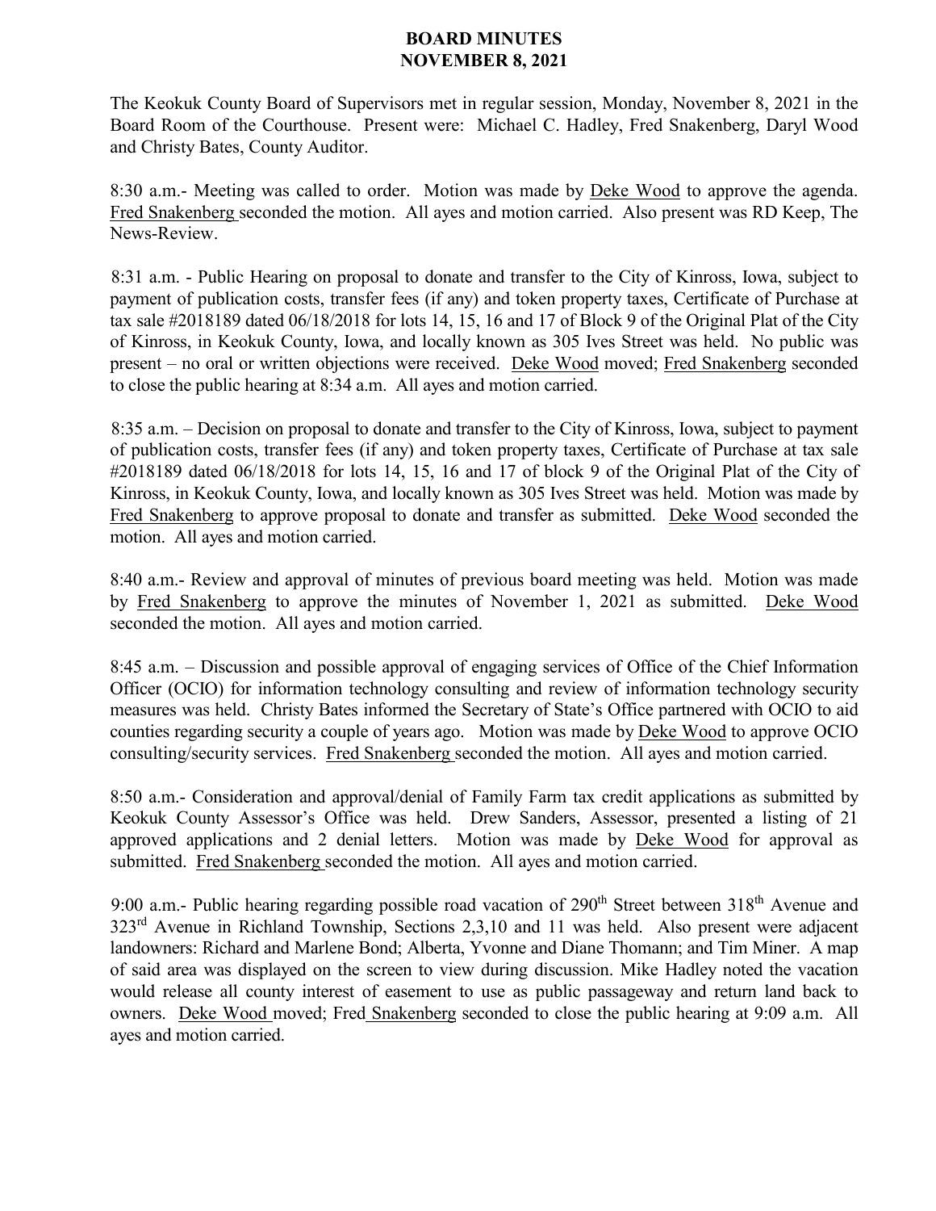# BOARD MINUTES
# NOVEMBER 8, 2021

The Keokuk County Board of Supervisors met in regular session, Monday, November 8, 2021 in the Board Room of the Courthouse. Present were: Michael C. Hadley, Fred Snakenberg, Daryl Wood and Christy Bates, County Auditor.

8:30 a.m.- Meeting was called to order. Motion was made by Deke Wood to approve the agenda. Fred Snakenberg seconded the motion. All ayes and motion carried. Also present was RD Keep, The News-Review.

8:31 a.m. - Public Hearing on proposal to donate and transfer to the City of Kinross, Iowa, subject to payment of publication costs, transfer fees (if any) and token property taxes, Certificate of Purchase at tax sale #2018189 dated 06/18/2018 for lots 14, 15, 16 and 17 of Block 9 of the Original Plat of the City of Kinross, in Keokuk County, Iowa, and locally known as 305 Ives Street was held. No public was present – no oral or written objections were received. Deke Wood moved; Fred Snakenberg seconded to close the public hearing at 8:34 a.m. All ayes and motion carried.

8:35 a.m. – Decision on proposal to donate and transfer to the City of Kinross, Iowa, subject to payment of publication costs, transfer fees (if any) and token property taxes, Certificate of Purchase at tax sale #2018189 dated 06/18/2018 for lots 14, 15, 16 and 17 of block 9 of the Original Plat of the City of Kinross, in Keokuk County, Iowa, and locally known as 305 Ives Street was held. Motion was made by Fred Snakenberg to approve proposal to donate and transfer as submitted. Deke Wood seconded the motion. All ayes and motion carried.

8:40 a.m.- Review and approval of minutes of previous board meeting was held. Motion was made by Fred Snakenberg to approve the minutes of November 1, 2021 as submitted. Deke Wood seconded the motion. All ayes and motion carried.

8:45 a.m. – Discussion and possible approval of engaging services of Office of the Chief Information Officer (OCIO) for information technology consulting and review of information technology security measures was held. Christy Bates informed the Secretary of State's Office partnered with OCIO to aid counties regarding security a couple of years ago. Motion was made by Deke Wood to approve OCIO consulting/security services. Fred Snakenberg seconded the motion. All ayes and motion carried.

8:50 a.m.- Consideration and approval/denial of Family Farm tax credit applications as submitted by Keokuk County Assessor's Office was held. Drew Sanders, Assessor, presented a listing of 21 approved applications and 2 denial letters. Motion was made by Deke Wood for approval as submitted. Fred Snakenberg seconded the motion. All ayes and motion carried.

9:00 a.m.- Public hearing regarding possible road vacation of 290th Street between 318th Avenue and 323rd Avenue in Richland Township, Sections 2,3,10 and 11 was held. Also present were adjacent landowners: Richard and Marlene Bond; Alberta, Yvonne and Diane Thomann; and Tim Miner. A map of said area was displayed on the screen to view during discussion. Mike Hadley noted the vacation would release all county interest of easement to use as public passageway and return land back to owners. Deke Wood moved; Fred Snakenberg seconded to close the public hearing at 9:09 a.m. All ayes and motion carried.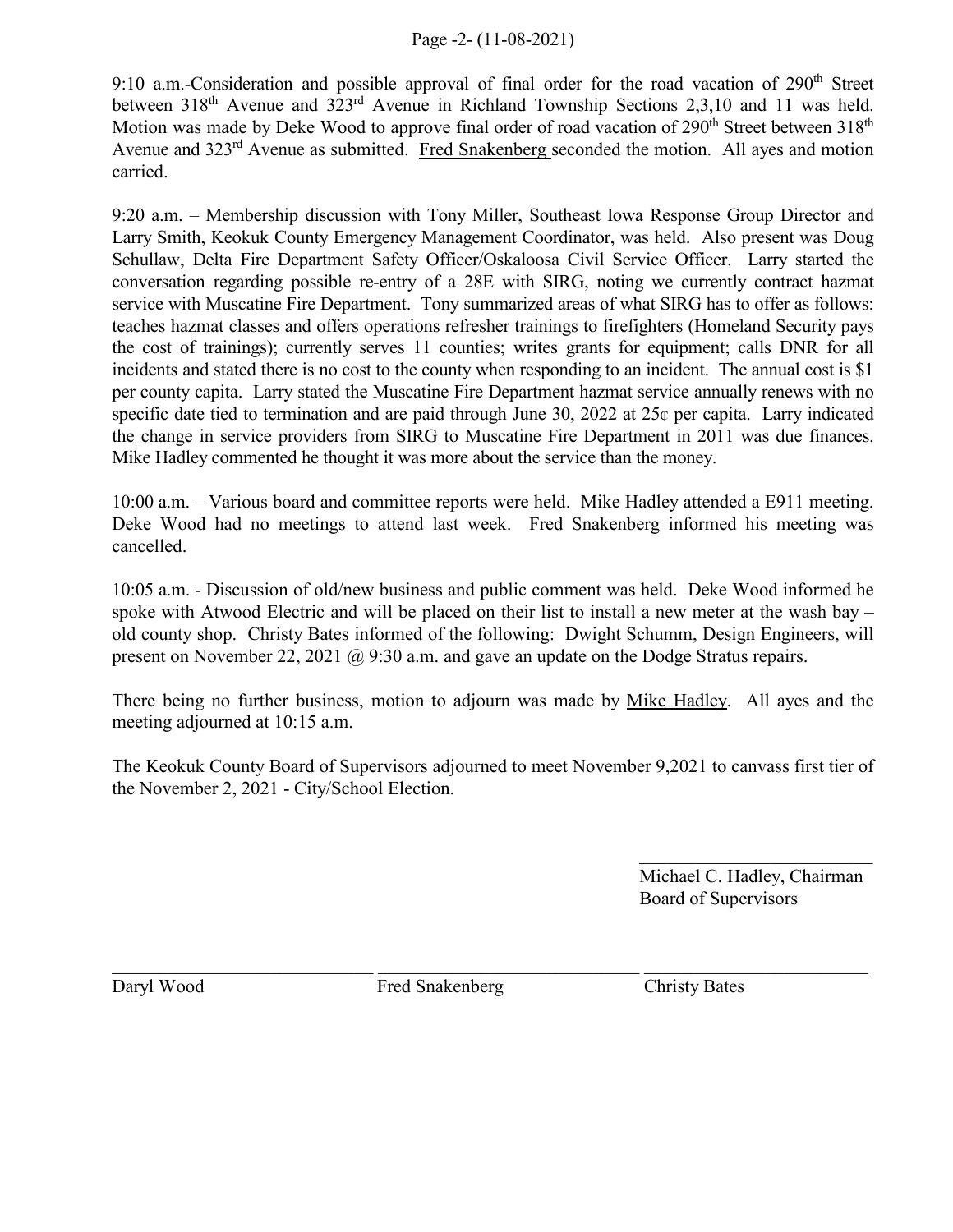9:10 a.m.-Consideration and possible approval of final order for the road vacation of 290th Street between 318th Avenue and 323rd Avenue in Richland Township Sections 2,3,10 and 11 was held. Motion was made by Deke Wood to approve final order of road vacation of 290th Street between 318th Avenue and 323rd Avenue as submitted. Fred Snakenberg seconded the motion. All ayes and motion carried.

9:20 a.m. – Membership discussion with Tony Miller, Southeast Iowa Response Group Director and Larry Smith, Keokuk County Emergency Management Coordinator, was held. Also present was Doug Schullaw, Delta Fire Department Safety Officer/Oskaloosa Civil Service Officer. Larry started the conversation regarding possible re-entry of a 28E with SIRG, noting we currently contract hazmat service with Muscatine Fire Department. Tony summarized areas of what SIRG has to offer as follows: teaches hazmat classes and offers operations refresher trainings to firefighters (Homeland Security pays the cost of trainings); currently serves 11 counties; writes grants for equipment; calls DNR for all incidents and stated there is no cost to the county when responding to an incident. The annual cost is $1 per county capita. Larry stated the Muscatine Fire Department hazmat service annually renews with no specific date tied to termination and are paid through June 30, 2022 at 25¢ per capita. Larry indicated the change in service providers from SIRG to Muscatine Fire Department in 2011 was due finances. Mike Hadley commented he thought it was more about the service than the money.

10:00 a.m. – Various board and committee reports were held. Mike Hadley attended a E911 meeting. Deke Wood had no meetings to attend last week. Fred Snakenberg informed his meeting was cancelled.

10:05 a.m. - Discussion of old/new business and public comment was held. Deke Wood informed he spoke with Atwood Electric and will be placed on their list to install a new meter at the wash bay – old county shop. Christy Bates informed of the following: Dwight Schumm, Design Engineers, will present on November 22, 2021 @ 9:30 a.m. and gave an update on the Dodge Stratus repairs.

There being no further business, motion to adjourn was made by Mike Hadley. All ayes and the meeting adjourned at 10:15 a.m.

The Keokuk County Board of Supervisors adjourned to meet November 9,2021 to canvass first tier of the November 2, 2021 - City/School Election.

\_\_\_\_\_\_\_\_\_\_\_\_\_\_\_\_\_\_\_\_\_\_\_\_\_\_
Michael C. Hadley, Chairman
Board of Supervisors

\_\_\_\_\_\_\_\_\_\_\_\_\_\_\_\_\_\_\_\_\_\_\_\_\_\_ \_\_\_\_\_\_\_\_\_\_\_\_\_\_\_\_\_\_\_\_\_\_\_\_\_\_ \_\_\_\_\_\_\_\_\_\_\_\_\_\_\_\_\_\_\_\_\_\_\_\_\_\_

Daryl Wood | Fred Snakenberg | Christy Bates